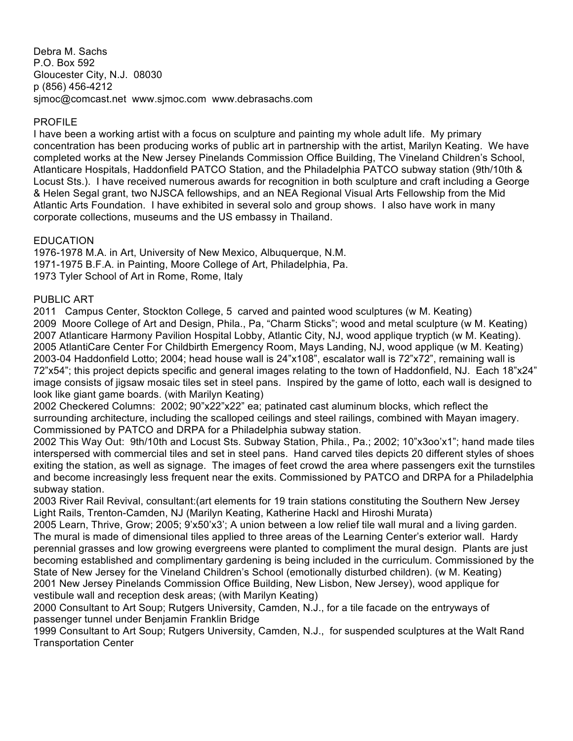Debra M. Sachs
P.O. Box 592
Gloucester City, N.J. 08030
p (856) 456-4212
sjmoc@comcast.net www.sjmoc.com www.debrasachs.com

## PROFILE

I have been a working artist with a focus on sculpture and painting my whole adult life. My primary concentration has been producing works of public art in partnership with the artist, Marilyn Keating. We have completed works at the New Jersey Pinelands Commission Office Building, The Vineland Children's School, Atlanticare Hospitals, Haddonfield PATCO Station, and the Philadelphia PATCO subway station (9th/10th & Locust Sts.). I have received numerous awards for recognition in both sculpture and craft including a George & Helen Segal grant, two NJSCA fellowships, and an NEA Regional Visual Arts Fellowship from the Mid Atlantic Arts Foundation. I have exhibited in several solo and group shows. I also have work in many corporate collections, museums and the US embassy in Thailand.

## EDUCATION

1976-1978 M.A. in Art, University of New Mexico, Albuquerque, N.M.
1971-1975 B.F.A. in Painting, Moore College of Art, Philadelphia, Pa.
1973 Tyler School of Art in Rome, Rome, Italy

## PUBLIC ART

2011 Campus Center, Stockton College, 5 carved and painted wood sculptures (w M. Keating)
2009 Moore College of Art and Design, Phila., Pa, "Charm Sticks"; wood and metal sculpture (w M. Keating)
2007 Atlanticare Harmony Pavilion Hospital Lobby, Atlantic City, NJ, wood applique tryptich (w M. Keating).
2005 AtlantiCare Center For Childbirth Emergency Room, Mays Landing, NJ, wood applique (w M. Keating)
2003-04 Haddonfield Lotto; 2004; head house wall is 24"x108", escalator wall is 72"x72", remaining wall is 72"x54"; this project depicts specific and general images relating to the town of Haddonfield, NJ. Each 18"x24" image consists of jigsaw mosaic tiles set in steel pans. Inspired by the game of lotto, each wall is designed to look like giant game boards. (with Marilyn Keating)
2002 Checkered Columns: 2002; 90"x22"x22" ea; patinated cast aluminum blocks, which reflect the surrounding architecture, including the scalloped ceilings and steel railings, combined with Mayan imagery. Commissioned by PATCO and DRPA for a Philadelphia subway station.
2002 This Way Out: 9th/10th and Locust Sts. Subway Station, Phila., Pa.; 2002; 10"x3oo'x1"; hand made tiles interspersed with commercial tiles and set in steel pans. Hand carved tiles depicts 20 different styles of shoes exiting the station, as well as signage. The images of feet crowd the area where passengers exit the turnstiles and become increasingly less frequent near the exits. Commissioned by PATCO and DRPA for a Philadelphia subway station.
2003 River Rail Revival, consultant:(art elements for 19 train stations constituting the Southern New Jersey Light Rails, Trenton-Camden, NJ (Marilyn Keating, Katherine Hackl and Hiroshi Murata)
2005 Learn, Thrive, Grow; 2005; 9'x50'x3'; A union between a low relief tile wall mural and a living garden. The mural is made of dimensional tiles applied to three areas of the Learning Center's exterior wall. Hardy perennial grasses and low growing evergreens were planted to compliment the mural design. Plants are just becoming established and complimentary gardening is being included in the curriculum. Commissioned by the State of New Jersey for the Vineland Children's School (emotionally disturbed children). (w M. Keating)
2001 New Jersey Pinelands Commission Office Building, New Lisbon, New Jersey), wood applique for vestibule wall and reception desk areas; (with Marilyn Keating)
2000 Consultant to Art Soup; Rutgers University, Camden, N.J., for a tile facade on the entryways of passenger tunnel under Benjamin Franklin Bridge
1999 Consultant to Art Soup; Rutgers University, Camden, N.J., for suspended sculptures at the Walt Rand Transportation Center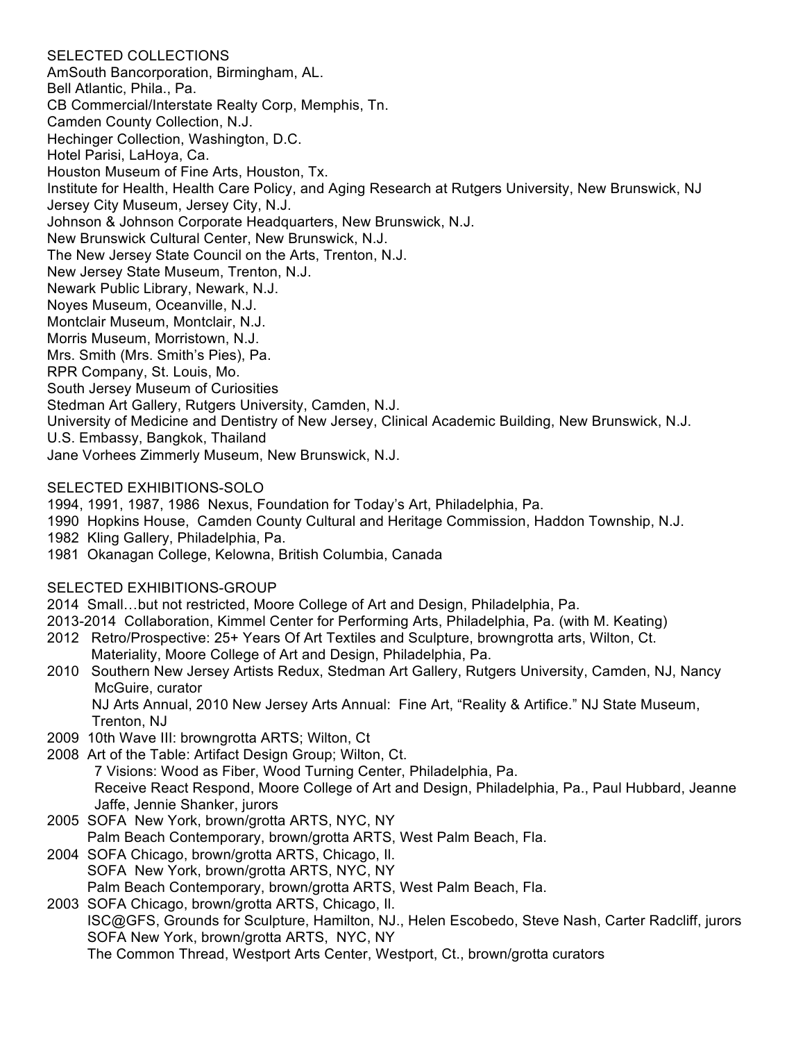## SELECTED COLLECTIONS

AmSouth Bancorporation, Birmingham, AL.
Bell Atlantic, Phila., Pa.
CB Commercial/Interstate Realty Corp, Memphis, Tn.
Camden County Collection, N.J.
Hechinger Collection, Washington, D.C.
Hotel Parisi, LaHoya, Ca.
Houston Museum of Fine Arts, Houston, Tx.
Institute for Health, Health Care Policy, and Aging Research at Rutgers University, New Brunswick, NJ
Jersey City Museum, Jersey City, N.J.
Johnson & Johnson Corporate Headquarters, New Brunswick, N.J.
New Brunswick Cultural Center, New Brunswick, N.J.
The New Jersey State Council on the Arts, Trenton, N.J.
New Jersey State Museum, Trenton, N.J.
Newark Public Library, Newark, N.J.
Noyes Museum, Oceanville, N.J.
Montclair Museum, Montclair, N.J.
Morris Museum, Morristown, N.J.
Mrs. Smith (Mrs. Smith's Pies), Pa.
RPR Company, St. Louis, Mo.
South Jersey Museum of Curiosities
Stedman Art Gallery, Rutgers University, Camden, N.J.
University of Medicine and Dentistry of New Jersey, Clinical Academic Building, New Brunswick, N.J.
U.S. Embassy, Bangkok, Thailand
Jane Vorhees Zimmerly Museum, New Brunswick, N.J.

## SELECTED EXHIBITIONS-SOLO

1994, 1991, 1987, 1986 Nexus, Foundation for Today's Art, Philadelphia, Pa.
1990 Hopkins House, Camden County Cultural and Heritage Commission, Haddon Township, N.J.
1982 Kling Gallery, Philadelphia, Pa.
1981 Okanagan College, Kelowna, British Columbia, Canada

## SELECTED EXHIBITIONS-GROUP

2014 Small…but not restricted, Moore College of Art and Design, Philadelphia, Pa.
2013-2014 Collaboration, Kimmel Center for Performing Arts, Philadelphia, Pa. (with M. Keating)
2012 Retro/Prospective: 25+ Years Of Art Textiles and Sculpture, browngrotta arts, Wilton, Ct.
 Materiality, Moore College of Art and Design, Philadelphia, Pa.
2010 Southern New Jersey Artists Redux, Stedman Art Gallery, Rutgers University, Camden, NJ, Nancy McGuire, curator
 NJ Arts Annual, 2010 New Jersey Arts Annual: Fine Art, "Reality & Artifice." NJ State Museum, Trenton, NJ
2009 10th Wave III: browngrotta ARTS; Wilton, Ct
2008 Art of the Table: Artifact Design Group; Wilton, Ct.
 7 Visions: Wood as Fiber, Wood Turning Center, Philadelphia, Pa.
 Receive React Respond, Moore College of Art and Design, Philadelphia, Pa., Paul Hubbard, Jeanne Jaffe, Jennie Shanker, jurors
2005 SOFA New York, brown/grotta ARTS, NYC, NY
 Palm Beach Contemporary, brown/grotta ARTS, West Palm Beach, Fla.
2004 SOFA Chicago, brown/grotta ARTS, Chicago, Il.
 SOFA New York, brown/grotta ARTS, NYC, NY
 Palm Beach Contemporary, brown/grotta ARTS, West Palm Beach, Fla.
2003 SOFA Chicago, brown/grotta ARTS, Chicago, Il.
 ISC@GFS, Grounds for Sculpture, Hamilton, NJ., Helen Escobedo, Steve Nash, Carter Radcliff, jurors
 SOFA New York, brown/grotta ARTS, NYC, NY
 The Common Thread, Westport Arts Center, Westport, Ct., brown/grotta curators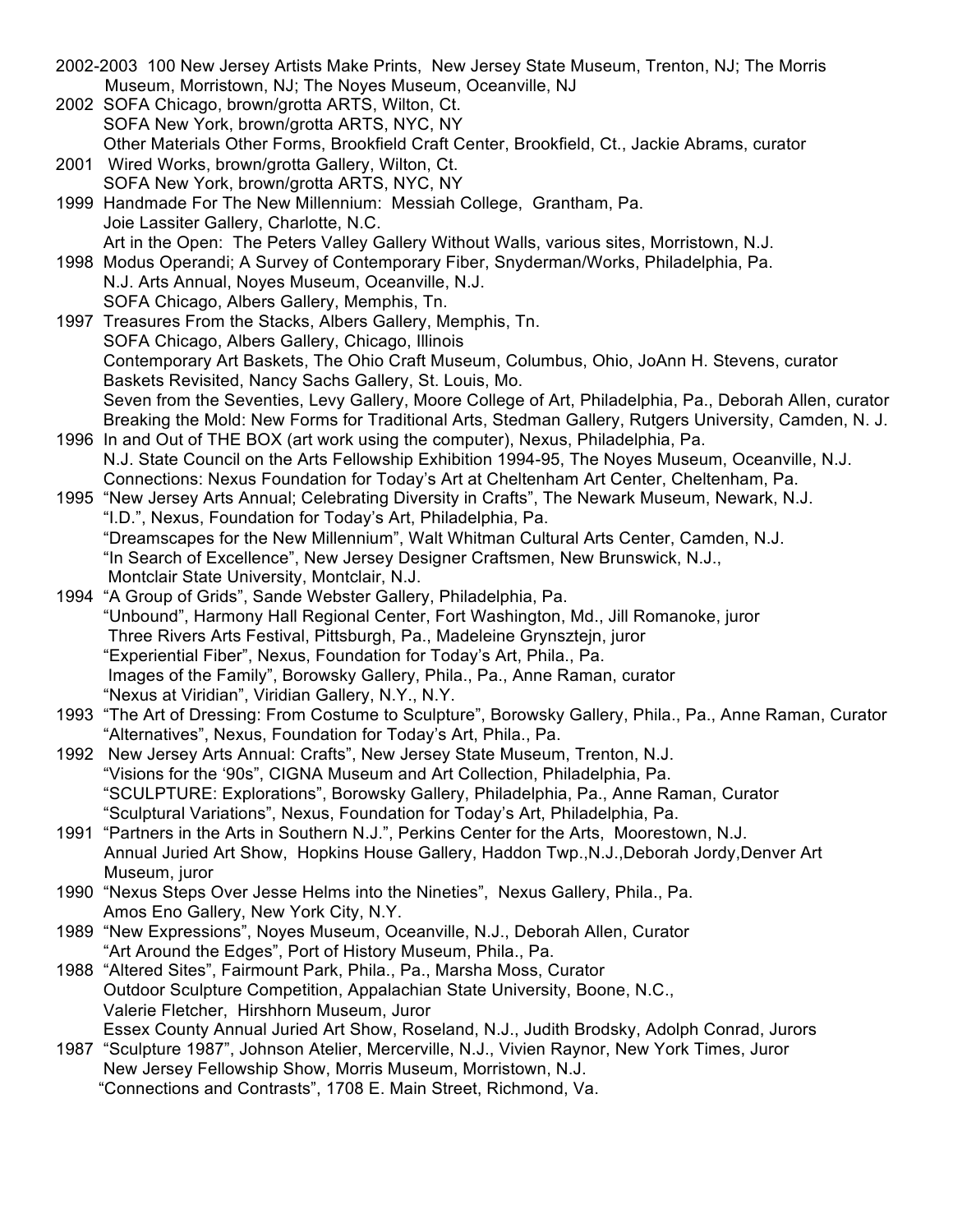2002-2003 100 New Jersey Artists Make Prints, New Jersey State Museum, Trenton, NJ; The Morris Museum, Morristown, NJ; The Noyes Museum, Oceanville, NJ

2002 SOFA Chicago, brown/grotta ARTS, Wilton, Ct.
SOFA New York, brown/grotta ARTS, NYC, NY
Other Materials Other Forms, Brookfield Craft Center, Brookfield, Ct., Jackie Abrams, curator

2001 Wired Works, brown/grotta Gallery, Wilton, Ct.
SOFA New York, brown/grotta ARTS, NYC, NY

1999 Handmade For The New Millennium: Messiah College, Grantham, Pa.
Joie Lassiter Gallery, Charlotte, N.C.
Art in the Open: The Peters Valley Gallery Without Walls, various sites, Morristown, N.J.

1998 Modus Operandi; A Survey of Contemporary Fiber, Snyderman/Works, Philadelphia, Pa.
N.J. Arts Annual, Noyes Museum, Oceanville, N.J.
SOFA Chicago, Albers Gallery, Memphis, Tn.

1997 Treasures From the Stacks, Albers Gallery, Memphis, Tn.
SOFA Chicago, Albers Gallery, Chicago, Illinois
Contemporary Art Baskets, The Ohio Craft Museum, Columbus, Ohio, JoAnn H. Stevens, curator
Baskets Revisited, Nancy Sachs Gallery, St. Louis, Mo.
Seven from the Seventies, Levy Gallery, Moore College of Art, Philadelphia, Pa., Deborah Allen, curator
Breaking the Mold: New Forms for Traditional Arts, Stedman Gallery, Rutgers University, Camden, N. J.

1996 In and Out of THE BOX (art work using the computer), Nexus, Philadelphia, Pa.
N.J. State Council on the Arts Fellowship Exhibition 1994-95, The Noyes Museum, Oceanville, N.J.
Connections: Nexus Foundation for Today's Art at Cheltenham Art Center, Cheltenham, Pa.

1995 "New Jersey Arts Annual; Celebrating Diversity in Crafts", The Newark Museum, Newark, N.J.
"I.D.", Nexus, Foundation for Today's Art, Philadelphia, Pa.
"Dreamscapes for the New Millennium", Walt Whitman Cultural Arts Center, Camden, N.J.
"In Search of Excellence", New Jersey Designer Craftsmen, New Brunswick, N.J., Montclair State University, Montclair, N.J.

1994 "A Group of Grids", Sande Webster Gallery, Philadelphia, Pa.
"Unbound", Harmony Hall Regional Center, Fort Washington, Md., Jill Romanoke, juror
Three Rivers Arts Festival, Pittsburgh, Pa., Madeleine Grynsztejn, juror
"Experiential Fiber", Nexus, Foundation for Today's Art, Phila., Pa.
Images of the Family", Borowsky Gallery, Phila., Pa., Anne Raman, curator
"Nexus at Viridian", Viridian Gallery, N.Y., N.Y.

1993 "The Art of Dressing: From Costume to Sculpture", Borowsky Gallery, Phila., Pa., Anne Raman, Curator
"Alternatives", Nexus, Foundation for Today's Art, Phila., Pa.

1992 New Jersey Arts Annual: Crafts", New Jersey State Museum, Trenton, N.J.
"Visions for the '90s", CIGNA Museum and Art Collection, Philadelphia, Pa.
"SCULPTURE: Explorations", Borowsky Gallery, Philadelphia, Pa., Anne Raman, Curator
"Sculptural Variations", Nexus, Foundation for Today's Art, Philadelphia, Pa.

1991 "Partners in the Arts in Southern N.J.", Perkins Center for the Arts, Moorestown, N.J.
Annual Juried Art Show, Hopkins House Gallery, Haddon Twp.,N.J.,Deborah Jordy,Denver Art Museum, juror

1990 "Nexus Steps Over Jesse Helms into the Nineties", Nexus Gallery, Phila., Pa.
Amos Eno Gallery, New York City, N.Y.

1989 "New Expressions", Noyes Museum, Oceanville, N.J., Deborah Allen, Curator
"Art Around the Edges", Port of History Museum, Phila., Pa.

1988 "Altered Sites", Fairmount Park, Phila., Pa., Marsha Moss, Curator
Outdoor Sculpture Competition, Appalachian State University, Boone, N.C., Valerie Fletcher, Hirshhorn Museum, Juror
Essex County Annual Juried Art Show, Roseland, N.J., Judith Brodsky, Adolph Conrad, Jurors

1987 "Sculpture 1987", Johnson Atelier, Mercerville, N.J., Vivien Raynor, New York Times, Juror
New Jersey Fellowship Show, Morris Museum, Morristown, N.J.
"Connections and Contrasts", 1708 E. Main Street, Richmond, Va.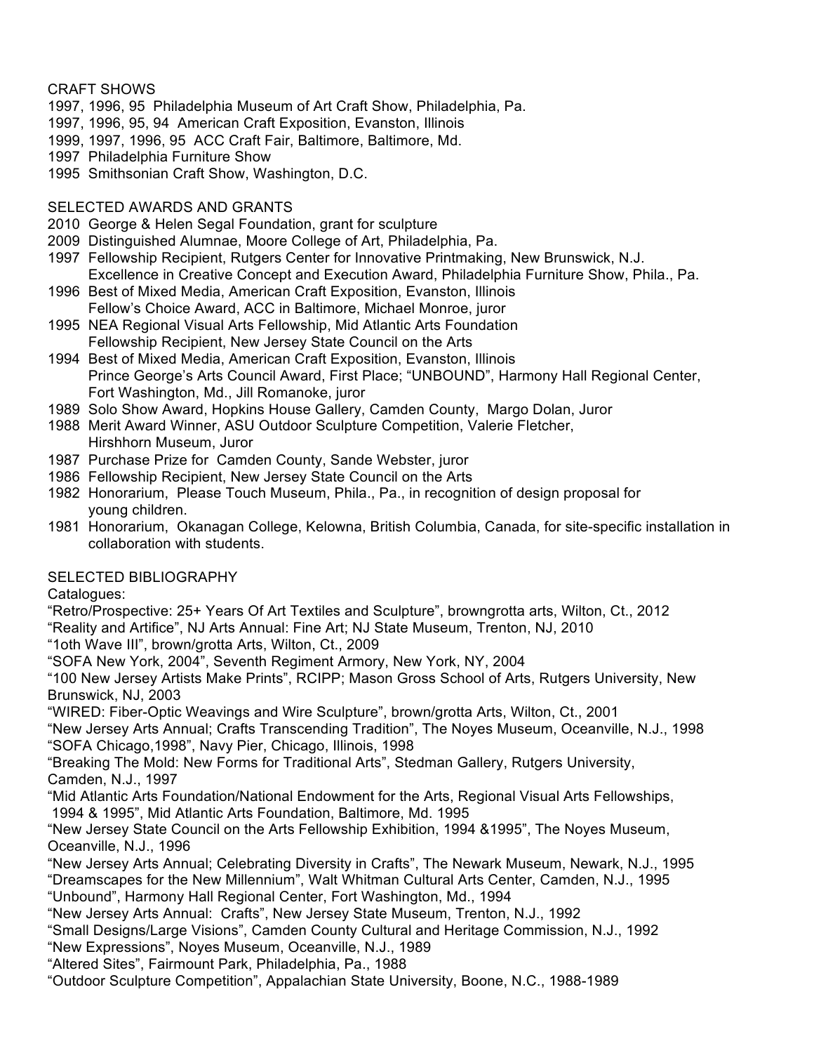## CRAFT SHOWS

1997, 1996, 95 Philadelphia Museum of Art Craft Show, Philadelphia, Pa.
1997, 1996, 95, 94 American Craft Exposition, Evanston, Illinois
1999, 1997, 1996, 95 ACC Craft Fair, Baltimore, Baltimore, Md.
1997 Philadelphia Furniture Show
1995 Smithsonian Craft Show, Washington, D.C.

## SELECTED AWARDS AND GRANTS

2010 George & Helen Segal Foundation, grant for sculpture
2009 Distinguished Alumnae, Moore College of Art, Philadelphia, Pa.
1997 Fellowship Recipient, Rutgers Center for Innovative Printmaking, New Brunswick, N.J.
Excellence in Creative Concept and Execution Award, Philadelphia Furniture Show, Phila., Pa.
1996 Best of Mixed Media, American Craft Exposition, Evanston, Illinois
Fellow's Choice Award, ACC in Baltimore, Michael Monroe, juror
1995 NEA Regional Visual Arts Fellowship, Mid Atlantic Arts Foundation
Fellowship Recipient, New Jersey State Council on the Arts
1994 Best of Mixed Media, American Craft Exposition, Evanston, Illinois
Prince George's Arts Council Award, First Place; "UNBOUND", Harmony Hall Regional Center, Fort Washington, Md., Jill Romanoke, juror
1989 Solo Show Award, Hopkins House Gallery, Camden County, Margo Dolan, Juror
1988 Merit Award Winner, ASU Outdoor Sculpture Competition, Valerie Fletcher, Hirshhorn Museum, Juror
1987 Purchase Prize for Camden County, Sande Webster, juror
1986 Fellowship Recipient, New Jersey State Council on the Arts
1982 Honorarium, Please Touch Museum, Phila., Pa., in recognition of design proposal for young children.
1981 Honorarium, Okanagan College, Kelowna, British Columbia, Canada, for site-specific installation in collaboration with students.

## SELECTED BIBLIOGRAPHY

Catalogues:

"Retro/Prospective: 25+ Years Of Art Textiles and Sculpture", browngrotta arts, Wilton, Ct., 2012
"Reality and Artifice", NJ Arts Annual: Fine Art; NJ State Museum, Trenton, NJ, 2010
"1oth Wave III", brown/grotta Arts, Wilton, Ct., 2009
"SOFA New York, 2004", Seventh Regiment Armory, New York, NY, 2004
"100 New Jersey Artists Make Prints", RCIPP; Mason Gross School of Arts, Rutgers University, New Brunswick, NJ, 2003
"WIRED: Fiber-Optic Weavings and Wire Sculpture", brown/grotta Arts, Wilton, Ct., 2001
"New Jersey Arts Annual; Crafts Transcending Tradition", The Noyes Museum, Oceanville, N.J., 1998
"SOFA Chicago,1998", Navy Pier, Chicago, Illinois, 1998
"Breaking The Mold: New Forms for Traditional Arts", Stedman Gallery, Rutgers University, Camden, N.J., 1997
"Mid Atlantic Arts Foundation/National Endowment for the Arts, Regional Visual Arts Fellowships, 1994 & 1995", Mid Atlantic Arts Foundation, Baltimore, Md. 1995
"New Jersey State Council on the Arts Fellowship Exhibition, 1994 &1995", The Noyes Museum, Oceanville, N.J., 1996
"New Jersey Arts Annual; Celebrating Diversity in Crafts", The Newark Museum, Newark, N.J., 1995
"Dreamscapes for the New Millennium", Walt Whitman Cultural Arts Center, Camden, N.J., 1995
"Unbound", Harmony Hall Regional Center, Fort Washington, Md., 1994
"New Jersey Arts Annual: Crafts", New Jersey State Museum, Trenton, N.J., 1992
"Small Designs/Large Visions", Camden County Cultural and Heritage Commission, N.J., 1992
"New Expressions", Noyes Museum, Oceanville, N.J., 1989
"Altered Sites", Fairmount Park, Philadelphia, Pa., 1988
"Outdoor Sculpture Competition", Appalachian State University, Boone, N.C., 1988-1989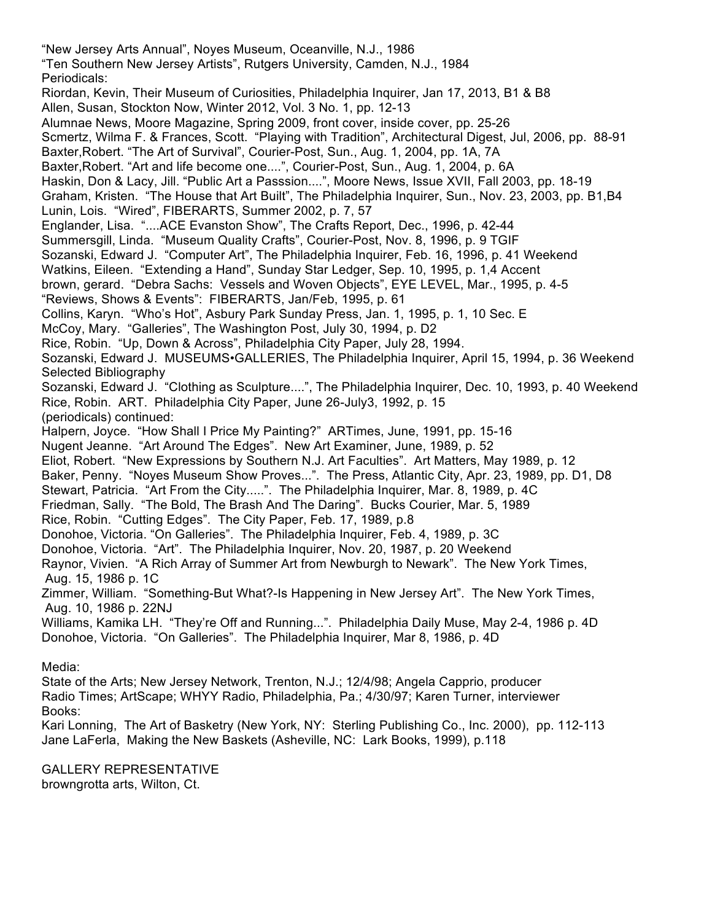"New Jersey Arts Annual", Noyes Museum, Oceanville, N.J., 1986
"Ten Southern New Jersey Artists", Rutgers University, Camden, N.J., 1984
Periodicals:
Riordan, Kevin, Their Museum of Curiosities, Philadelphia Inquirer, Jan 17, 2013, B1 & B8
Allen, Susan, Stockton Now, Winter 2012, Vol. 3 No. 1, pp. 12-13
Alumnae News, Moore Magazine, Spring 2009, front cover, inside cover, pp. 25-26
Scmertz, Wilma F. & Frances, Scott. "Playing with Tradition", Architectural Digest, Jul, 2006, pp. 88-91
Baxter,Robert. "The Art of Survival", Courier-Post, Sun., Aug. 1, 2004, pp. 1A, 7A
Baxter,Robert. "Art and life become one....", Courier-Post, Sun., Aug. 1, 2004, p. 6A
Haskin, Don & Lacy, Jill. "Public Art a Passsion....", Moore News, Issue XVII, Fall 2003, pp. 18-19
Graham, Kristen. "The House that Art Built", The Philadelphia Inquirer, Sun., Nov. 23, 2003, pp. B1,B4
Lunin, Lois. "Wired", FIBERARTS, Summer 2002, p. 7, 57
Englander, Lisa. "....ACE Evanston Show", The Crafts Report, Dec., 1996, p. 42-44
Summersgill, Linda. "Museum Quality Crafts", Courier-Post, Nov. 8, 1996, p. 9 TGIF
Sozanski, Edward J. "Computer Art", The Philadelphia Inquirer, Feb. 16, 1996, p. 41 Weekend
Watkins, Eileen. "Extending a Hand", Sunday Star Ledger, Sep. 10, 1995, p. 1,4 Accent
brown, gerard. "Debra Sachs: Vessels and Woven Objects", EYE LEVEL, Mar., 1995, p. 4-5
"Reviews, Shows & Events": FIBERARTS, Jan/Feb, 1995, p. 61
Collins, Karyn. "Who's Hot", Asbury Park Sunday Press, Jan. 1, 1995, p. 1, 10 Sec. E
McCoy, Mary. "Galleries", The Washington Post, July 30, 1994, p. D2
Rice, Robin. "Up, Down & Across", Philadelphia City Paper, July 28, 1994.
Sozanski, Edward J. MUSEUMS•GALLERIES, The Philadelphia Inquirer, April 15, 1994, p. 36 Weekend
Selected Bibliography
Sozanski, Edward J. "Clothing as Sculpture....", The Philadelphia Inquirer, Dec. 10, 1993, p. 40 Weekend
Rice, Robin. ART. Philadelphia City Paper, June 26-July3, 1992, p. 15
(periodicals) continued:
Halpern, Joyce. "How Shall I Price My Painting?" ARTimes, June, 1991, pp. 15-16
Nugent Jeanne. "Art Around The Edges". New Art Examiner, June, 1989, p. 52
Eliot, Robert. "New Expressions by Southern N.J. Art Faculties". Art Matters, May 1989, p. 12
Baker, Penny. "Noyes Museum Show Proves...". The Press, Atlantic City, Apr. 23, 1989, pp. D1, D8
Stewart, Patricia. "Art From the City.....". The Philadelphia Inquirer, Mar. 8, 1989, p. 4C
Friedman, Sally. "The Bold, The Brash And The Daring". Bucks Courier, Mar. 5, 1989
Rice, Robin. "Cutting Edges". The City Paper, Feb. 17, 1989, p.8
Donohoe, Victoria. "On Galleries". The Philadelphia Inquirer, Feb. 4, 1989, p. 3C
Donohoe, Victoria. "Art". The Philadelphia Inquirer, Nov. 20, 1987, p. 20 Weekend
Raynor, Vivien. "A Rich Array of Summer Art from Newburgh to Newark". The New York Times, Aug. 15, 1986 p. 1C
Zimmer, William. "Something-But What?-Is Happening in New Jersey Art". The New York Times, Aug. 10, 1986 p. 22NJ
Williams, Kamika LH. "They're Off and Running...". Philadelphia Daily Muse, May 2-4, 1986 p. 4D
Donohoe, Victoria. "On Galleries". The Philadelphia Inquirer, Mar 8, 1986, p. 4D

Media:
State of the Arts; New Jersey Network, Trenton, N.J.; 12/4/98; Angela Capprio, producer
Radio Times; ArtScape; WHYY Radio, Philadelphia, Pa.; 4/30/97; Karen Turner, interviewer
Books:
Kari Lonning, The Art of Basketry (New York, NY: Sterling Publishing Co., Inc. 2000), pp. 112-113
Jane LaFerla, Making the New Baskets (Asheville, NC: Lark Books, 1999), p.118

GALLERY REPRESENTATIVE
browngrotta arts, Wilton, Ct.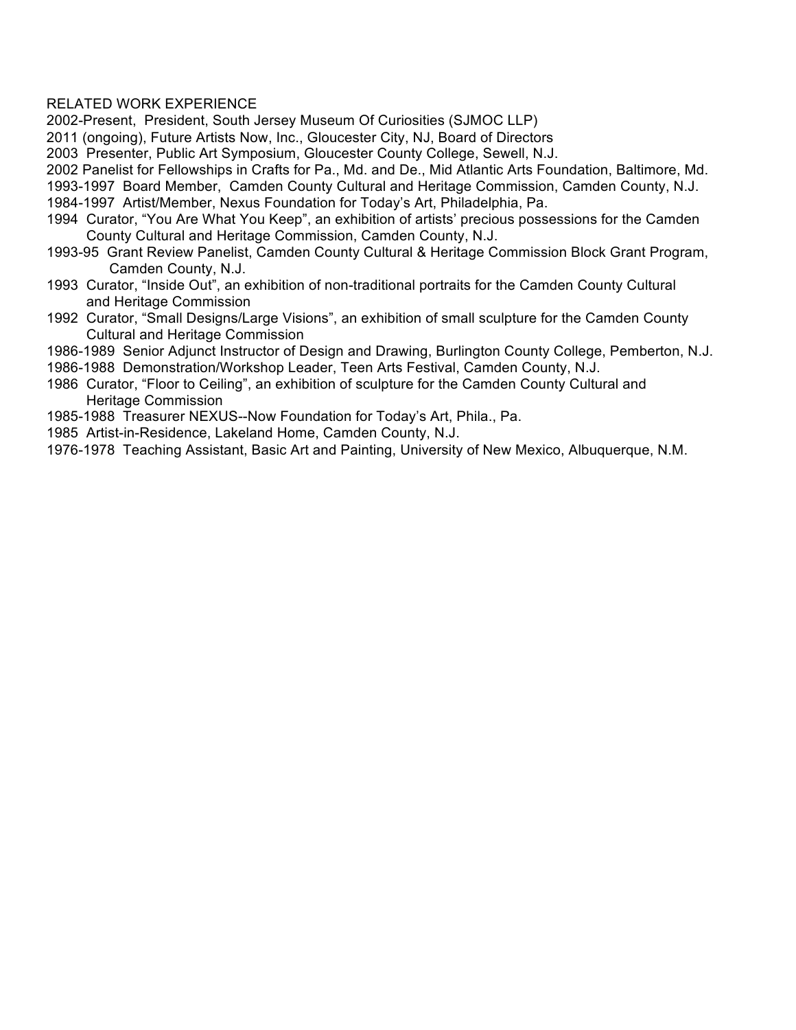RELATED WORK EXPERIENCE

2002-Present, President, South Jersey Museum Of Curiosities (SJMOC LLP)
2011 (ongoing), Future Artists Now, Inc., Gloucester City, NJ, Board of Directors
2003 Presenter, Public Art Symposium, Gloucester County College, Sewell, N.J.
2002 Panelist for Fellowships in Crafts for Pa., Md. and De., Mid Atlantic Arts Foundation, Baltimore, Md.
1993-1997 Board Member, Camden County Cultural and Heritage Commission, Camden County, N.J.
1984-1997 Artist/Member, Nexus Foundation for Today's Art, Philadelphia, Pa.
1994 Curator, "You Are What You Keep", an exhibition of artists' precious possessions for the Camden County Cultural and Heritage Commission, Camden County, N.J.
1993-95 Grant Review Panelist, Camden County Cultural & Heritage Commission Block Grant Program, Camden County, N.J.
1993 Curator, "Inside Out", an exhibition of non-traditional portraits for the Camden County Cultural and Heritage Commission
1992 Curator, "Small Designs/Large Visions", an exhibition of small sculpture for the Camden County Cultural and Heritage Commission
1986-1989 Senior Adjunct Instructor of Design and Drawing, Burlington County College, Pemberton, N.J.
1986-1988 Demonstration/Workshop Leader, Teen Arts Festival, Camden County, N.J.
1986 Curator, "Floor to Ceiling", an exhibition of sculpture for the Camden County Cultural and Heritage Commission
1985-1988 Treasurer NEXUS--Now Foundation for Today's Art, Phila., Pa.
1985 Artist-in-Residence, Lakeland Home, Camden County, N.J.
1976-1978 Teaching Assistant, Basic Art and Painting, University of New Mexico, Albuquerque, N.M.